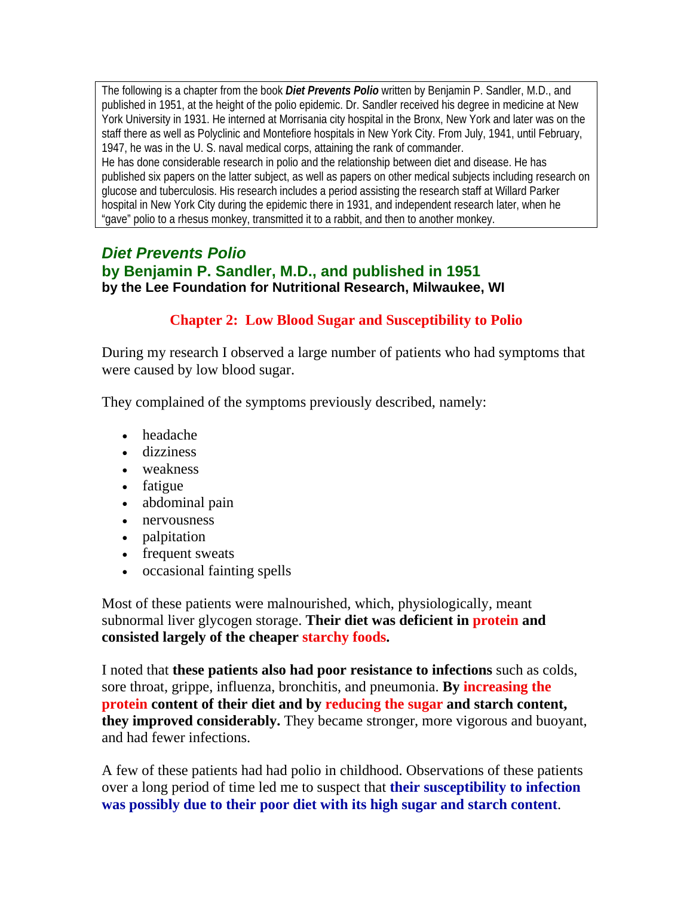The following is a chapter from the book ***Diet Prevents Polio*** written by Benjamin P. Sandler, M.D., and published in 1951, at the height of the polio epidemic. Dr. Sandler received his degree in medicine at New York University in 1931. He interned at Morrisania city hospital in the Bronx, New York and later was on the staff there as well as Polyclinic and Montefiore hospitals in New York City. From July, 1941, until February, 1947, he was in the U. S. naval medical corps, attaining the rank of commander.

He has done considerable research in polio and the relationship between diet and disease. He has published six papers on the latter subject, as well as papers on other medical subjects including research on glucose and tuberculosis. His research includes a period assisting the research staff at Willard Parker hospital in New York City during the epidemic there in 1931, and independent research later, when he "gave" polio to a rhesus monkey, transmitted it to a rabbit, and then to another monkey.

# *Diet Prevents Polio*

## by Benjamin P. Sandler, M.D., and published in 1951

### by the Lee Foundation for Nutritional Research, Milwaukee, WI

## Chapter 2: Low Blood Sugar and Susceptibility to Polio

During my research I observed a large number of patients who had symptoms that were caused by low blood sugar.

They complained of the symptoms previously described, namely:

- headache
- dizziness
- weakness
- fatigue
- abdominal pain
- nervousness
- palpitation
- frequent sweats
- occasional fainting spells

Most of these patients were malnourished, which, physiologically, meant subnormal liver glycogen storage. **Their diet was deficient in protein and consisted largely of the cheaper starchy foods.**

I noted that **these patients also had poor resistance to infections** such as colds, sore throat, grippe, influenza, bronchitis, and pneumonia. **By increasing the protein content of their diet and by reducing the sugar and starch content, they improved considerably.** They became stronger, more vigorous and buoyant, and had fewer infections.

A few of these patients had had polio in childhood. Observations of these patients over a long period of time led me to suspect that **their susceptibility to infection was possibly due to their poor diet with its high sugar and starch content**.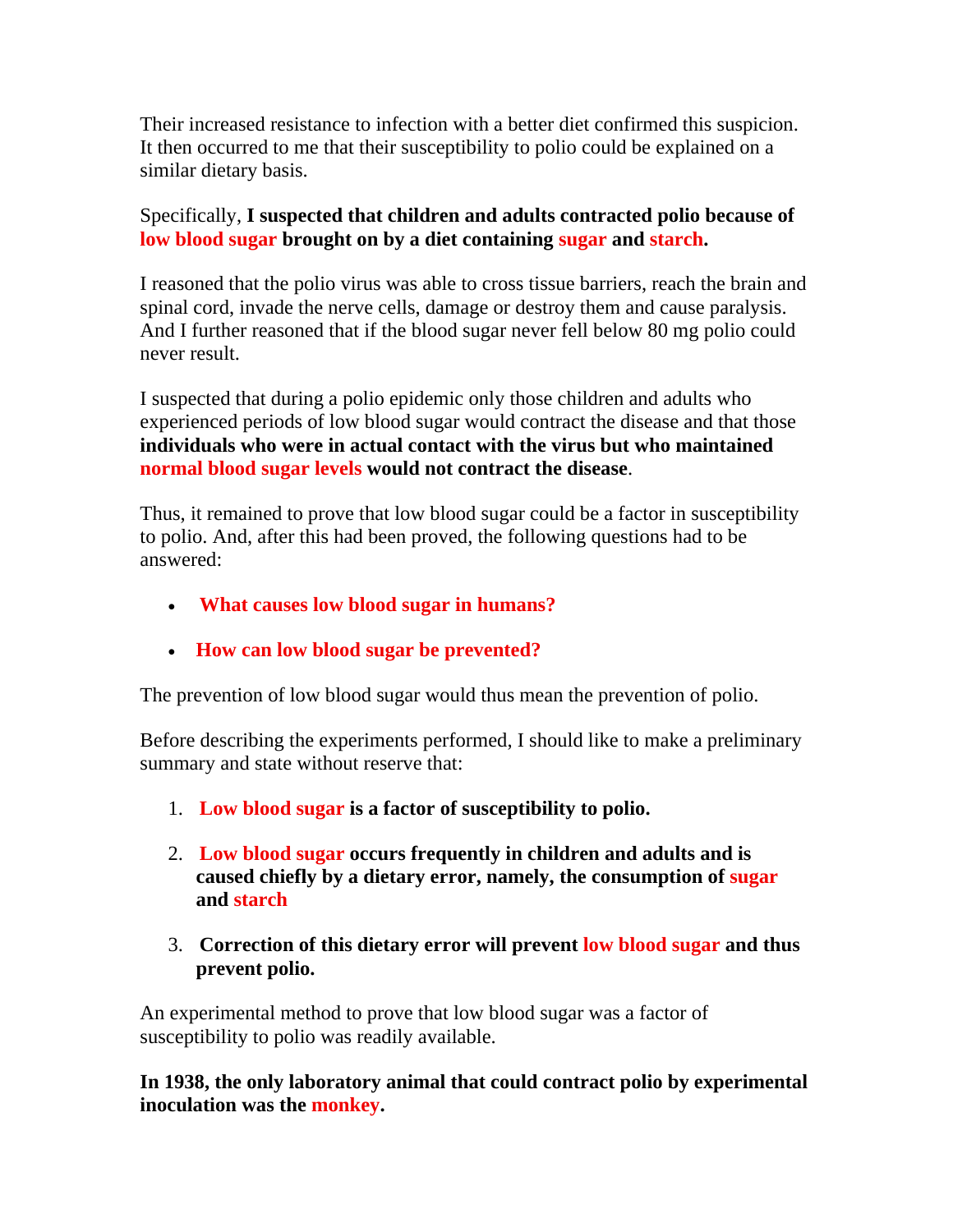Their increased resistance to infection with a better diet confirmed this suspicion. It then occurred to me that their susceptibility to polio could be explained on a similar dietary basis.

Specifically, **I suspected that children and adults contracted polio because of low blood sugar brought on by a diet containing sugar and starch.**

I reasoned that the polio virus was able to cross tissue barriers, reach the brain and spinal cord, invade the nerve cells, damage or destroy them and cause paralysis. And I further reasoned that if the blood sugar never fell below 80 mg polio could never result.

I suspected that during a polio epidemic only those children and adults who experienced periods of low blood sugar would contract the disease and that those **individuals who were in actual contact with the virus but who maintained normal blood sugar levels would not contract the disease**.

Thus, it remained to prove that low blood sugar could be a factor in susceptibility to polio. And, after this had been proved, the following questions had to be answered:

- **What causes low blood sugar in humans?**
- **How can low blood sugar be prevented?**

The prevention of low blood sugar would thus mean the prevention of polio.

Before describing the experiments performed, I should like to make a preliminary summary and state without reserve that:

1. **Low blood sugar is a factor of susceptibility to polio.**
2. **Low blood sugar occurs frequently in children and adults and is caused chiefly by a dietary error, namely, the consumption of sugar and starch**
3. **Correction of this dietary error will prevent low blood sugar and thus prevent polio.**

An experimental method to prove that low blood sugar was a factor of susceptibility to polio was readily available.

**In 1938, the only laboratory animal that could contract polio by experimental inoculation was the monkey.**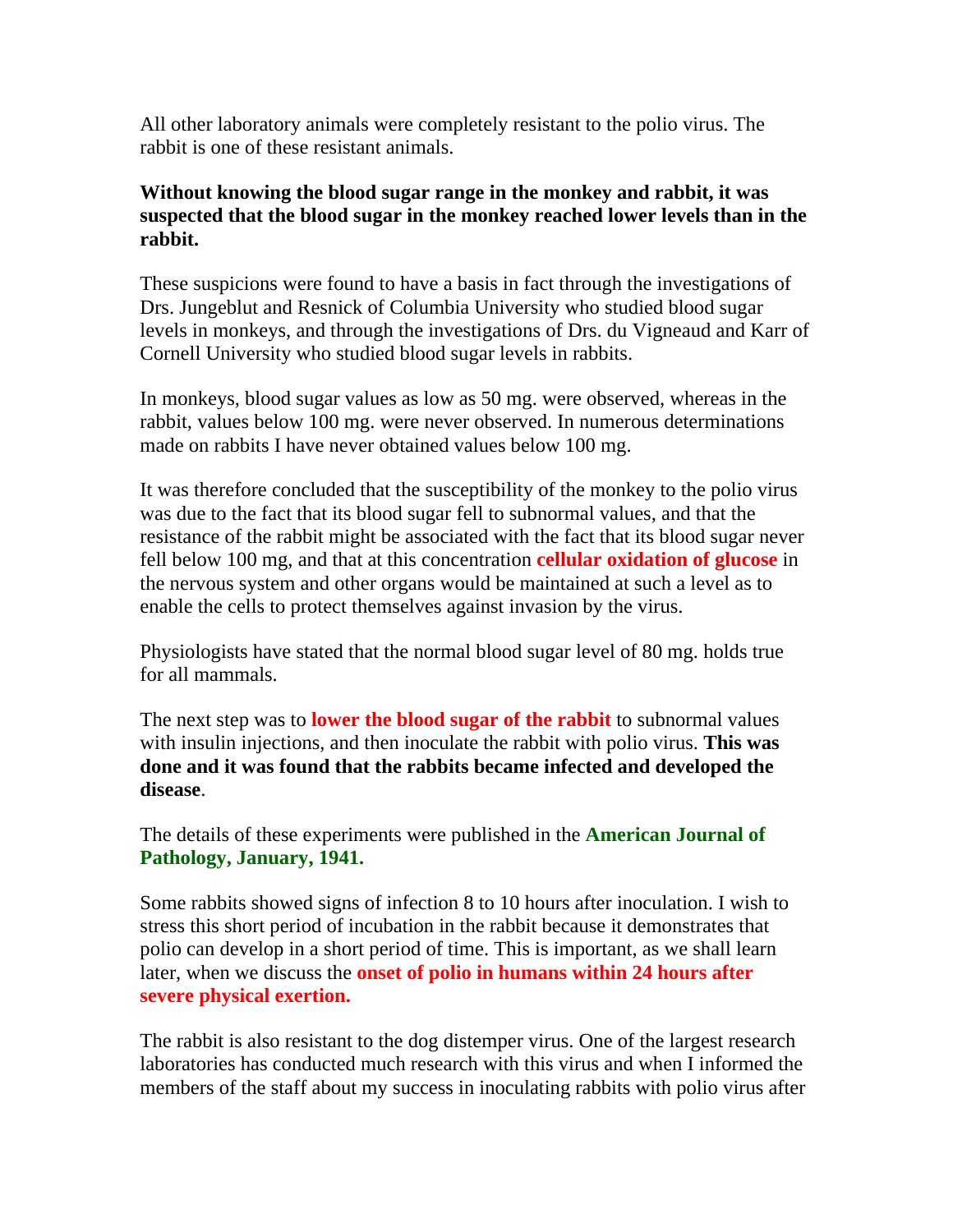All other laboratory animals were completely resistant to the polio virus. The rabbit is one of these resistant animals.

**Without knowing the blood sugar range in the monkey and rabbit, it was suspected that the blood sugar in the monkey reached lower levels than in the rabbit.**

These suspicions were found to have a basis in fact through the investigations of Drs. Jungeblut and Resnick of Columbia University who studied blood sugar levels in monkeys, and through the investigations of Drs. du Vigneaud and Karr of Cornell University who studied blood sugar levels in rabbits.

In monkeys, blood sugar values as low as 50 mg. were observed, whereas in the rabbit, values below 100 mg. were never observed. In numerous determinations made on rabbits I have never obtained values below 100 mg.

It was therefore concluded that the susceptibility of the monkey to the polio virus was due to the fact that its blood sugar fell to subnormal values, and that the resistance of the rabbit might be associated with the fact that its blood sugar never fell below 100 mg, and that at this concentration **cellular oxidation of glucose** in the nervous system and other organs would be maintained at such a level as to enable the cells to protect themselves against invasion by the virus.

Physiologists have stated that the normal blood sugar level of 80 mg. holds true for all mammals.

The next step was to **lower the blood sugar of the rabbit** to subnormal values with insulin injections, and then inoculate the rabbit with polio virus. **This was done and it was found that the rabbits became infected and developed the disease**.

The details of these experiments were published in the **American Journal of Pathology, January, 1941.**

Some rabbits showed signs of infection 8 to 10 hours after inoculation. I wish to stress this short period of incubation in the rabbit because it demonstrates that polio can develop in a short period of time. This is important, as we shall learn later, when we discuss the **onset of polio in humans within 24 hours after severe physical exertion.**

The rabbit is also resistant to the dog distemper virus. One of the largest research laboratories has conducted much research with this virus and when I informed the members of the staff about my success in inoculating rabbits with polio virus after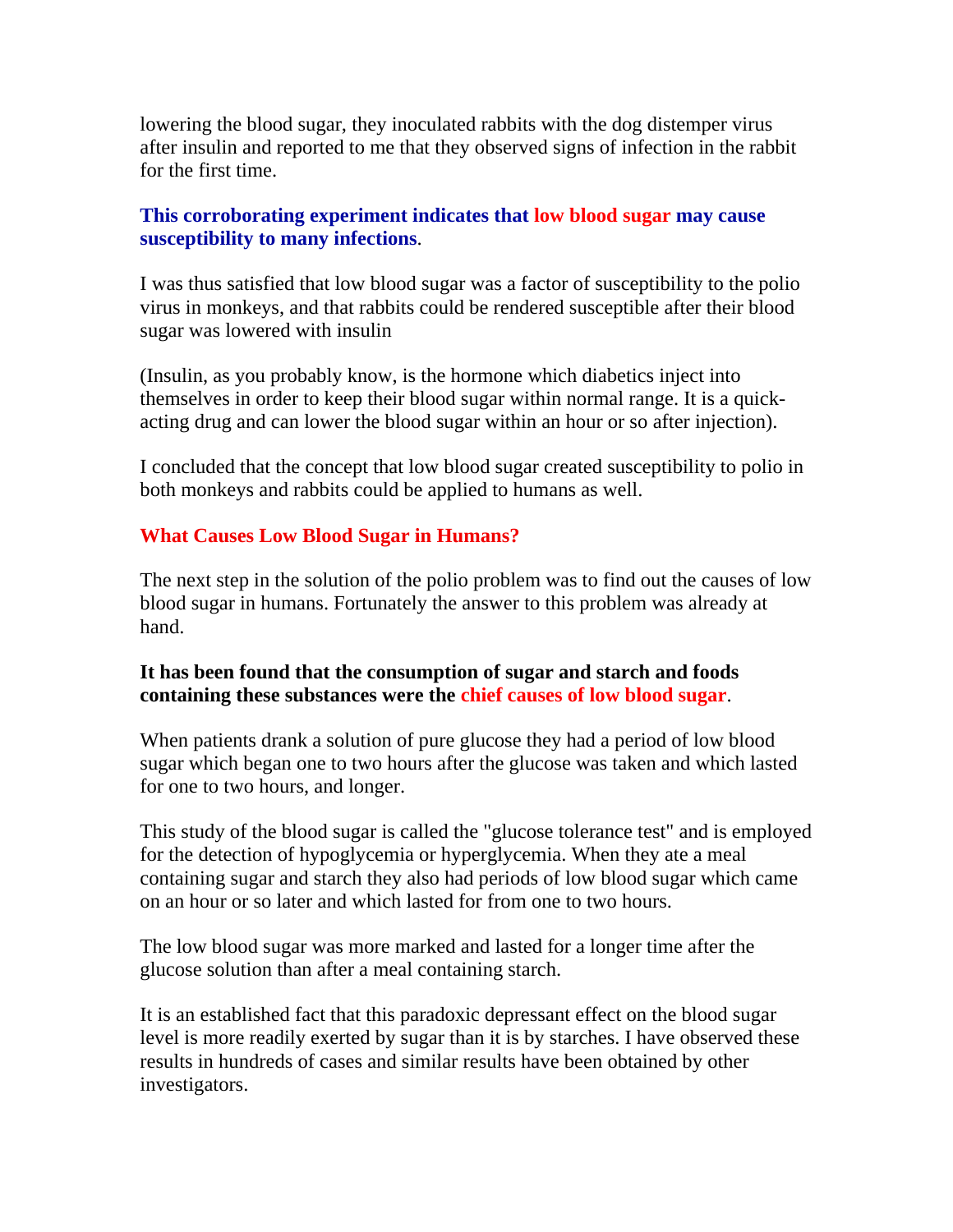lowering the blood sugar, they inoculated rabbits with the dog distemper virus after insulin and reported to me that they observed signs of infection in the rabbit for the first time.

**This corroborating experiment indicates that low blood sugar may cause susceptibility to many infections**.

I was thus satisfied that low blood sugar was a factor of susceptibility to the polio virus in monkeys, and that rabbits could be rendered susceptible after their blood sugar was lowered with insulin

(Insulin, as you probably know, is the hormone which diabetics inject into themselves in order to keep their blood sugar within normal range. It is a quick-acting drug and can lower the blood sugar within an hour or so after injection).

I concluded that the concept that low blood sugar created susceptibility to polio in both monkeys and rabbits could be applied to humans as well.

**What Causes Low Blood Sugar in Humans?**

The next step in the solution of the polio problem was to find out the causes of low blood sugar in humans. Fortunately the answer to this problem was already at hand.

**It has been found that the consumption of sugar and starch and foods containing these substances were the chief causes of low blood sugar**.

When patients drank a solution of pure glucose they had a period of low blood sugar which began one to two hours after the glucose was taken and which lasted for one to two hours, and longer.

This study of the blood sugar is called the "glucose tolerance test" and is employed for the detection of hypoglycemia or hyperglycemia. When they ate a meal containing sugar and starch they also had periods of low blood sugar which came on an hour or so later and which lasted for from one to two hours.

The low blood sugar was more marked and lasted for a longer time after the glucose solution than after a meal containing starch.

It is an established fact that this paradoxic depressant effect on the blood sugar level is more readily exerted by sugar than it is by starches. I have observed these results in hundreds of cases and similar results have been obtained by other investigators.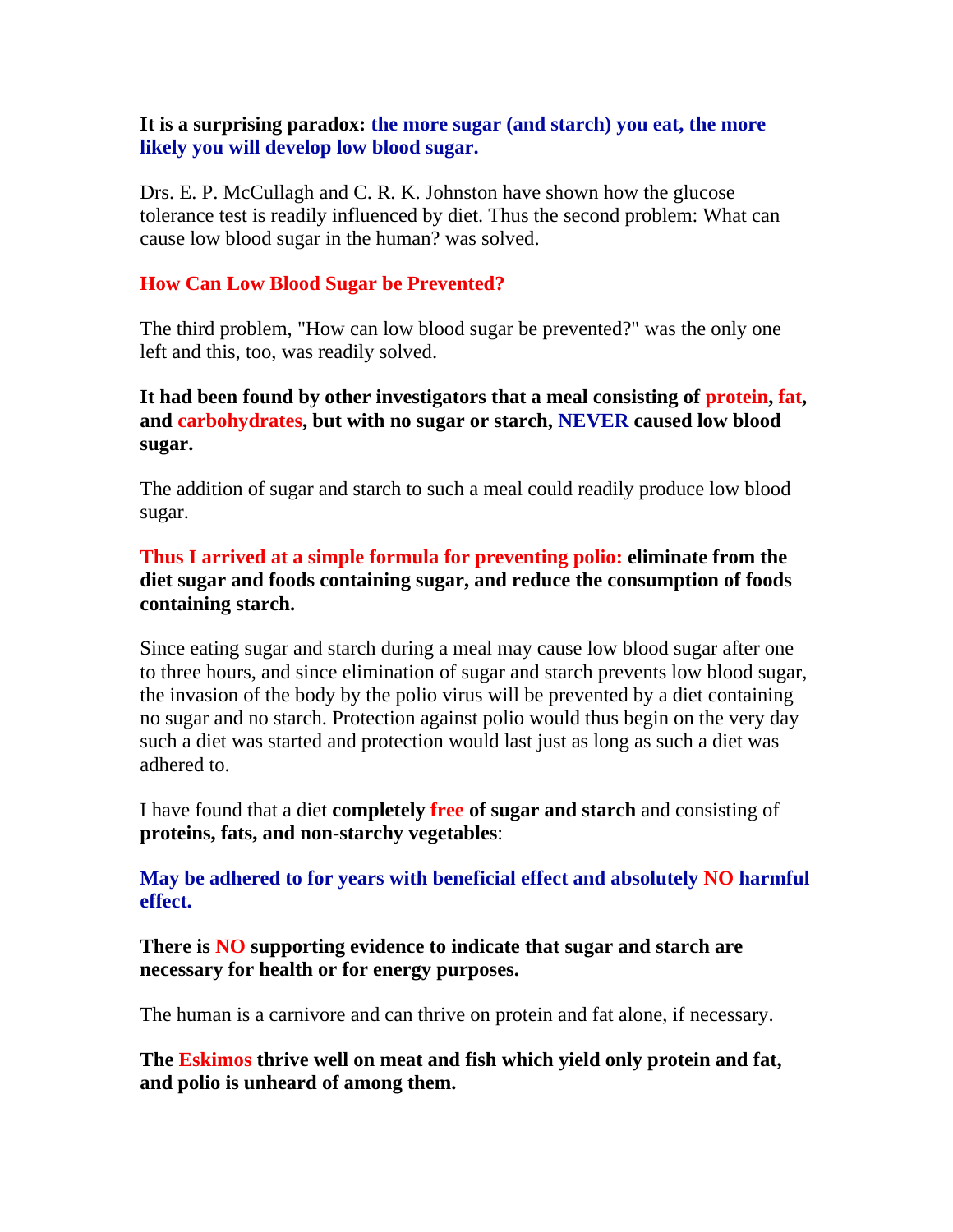**It is a surprising paradox: the more sugar (and starch) you eat, the more likely you will develop low blood sugar.**

Drs. E. P. McCullagh and C. R. K. Johnston have shown how the glucose tolerance test is readily influenced by diet. Thus the second problem: What can cause low blood sugar in the human? was solved.

## How Can Low Blood Sugar be Prevented?

The third problem, "How can low blood sugar be prevented?" was the only one left and this, too, was readily solved.

**It had been found by other investigators that a meal consisting of protein, fat, and carbohydrates, but with no sugar or starch, NEVER caused low blood sugar.**

The addition of sugar and starch to such a meal could readily produce low blood sugar.

**Thus I arrived at a simple formula for preventing polio: eliminate from the diet sugar and foods containing sugar, and reduce the consumption of foods containing starch.**

Since eating sugar and starch during a meal may cause low blood sugar after one to three hours, and since elimination of sugar and starch prevents low blood sugar, the invasion of the body by the polio virus will be prevented by a diet containing no sugar and no starch. Protection against polio would thus begin on the very day such a diet was started and protection would last just as long as such a diet was adhered to.

I have found that a diet **completely free of sugar and starch** and consisting of **proteins, fats, and non-starchy vegetables**:

**May be adhered to for years with beneficial effect and absolutely NO harmful effect.**

**There is NO supporting evidence to indicate that sugar and starch are necessary for health or for energy purposes.**

The human is a carnivore and can thrive on protein and fat alone, if necessary.

**The Eskimos thrive well on meat and fish which yield only protein and fat, and polio is unheard of among them.**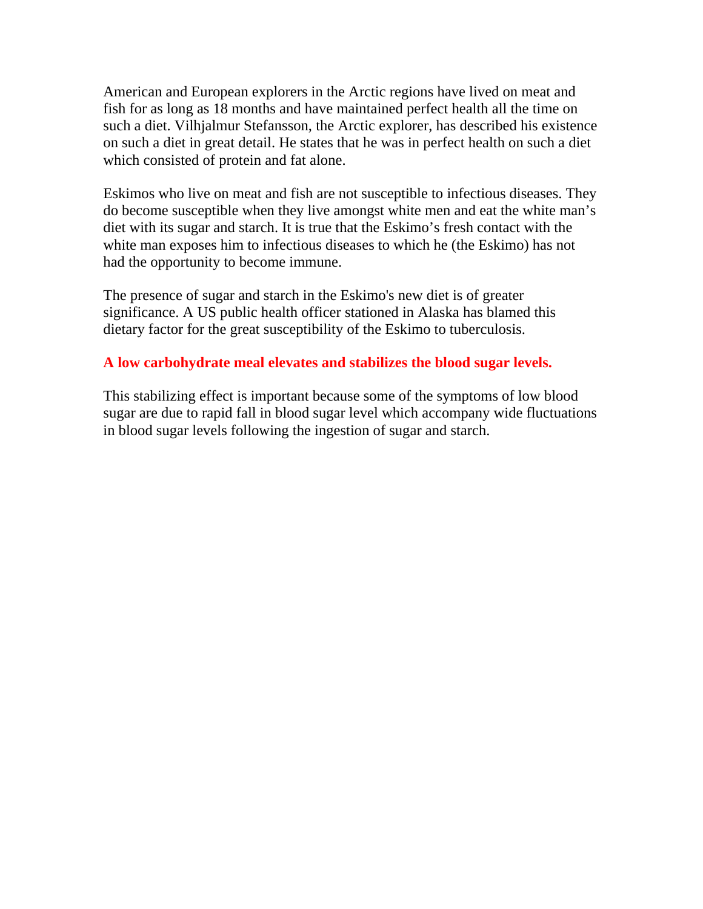American and European explorers in the Arctic regions have lived on meat and fish for as long as 18 months and have maintained perfect health all the time on such a diet. Vilhjalmur Stefansson, the Arctic explorer, has described his existence on such a diet in great detail. He states that he was in perfect health on such a diet which consisted of protein and fat alone.

Eskimos who live on meat and fish are not susceptible to infectious diseases. They do become susceptible when they live amongst white men and eat the white man's diet with its sugar and starch. It is true that the Eskimo's fresh contact with the white man exposes him to infectious diseases to which he (the Eskimo) has not had the opportunity to become immune.

The presence of sugar and starch in the Eskimo's new diet is of greater significance. A US public health officer stationed in Alaska has blamed this dietary factor for the great susceptibility of the Eskimo to tuberculosis.

**A low carbohydrate meal elevates and stabilizes the blood sugar levels.**

This stabilizing effect is important because some of the symptoms of low blood sugar are due to rapid fall in blood sugar level which accompany wide fluctuations in blood sugar levels following the ingestion of sugar and starch.